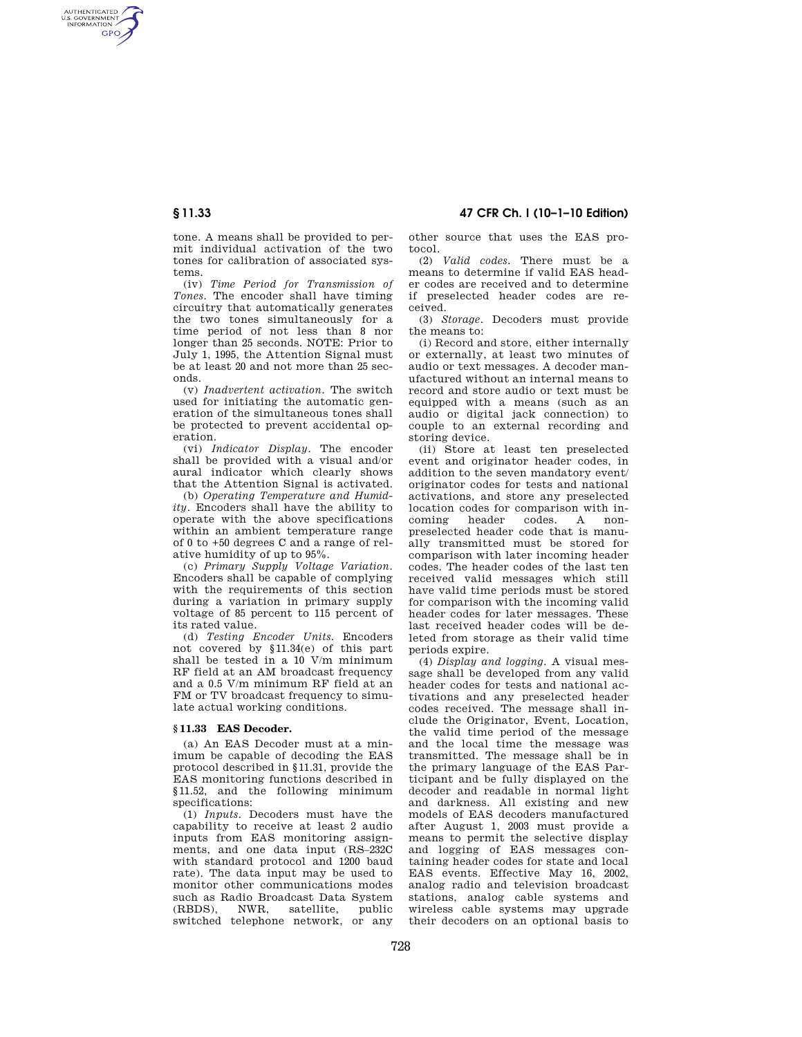tone. A means shall be provided to permit individual activation of the two tones for calibration of associated systems.

(iv) *Time Period for Transmission of Tones.* The encoder shall have timing circuitry that automatically generates the two tones simultaneously for a time period of not less than 8 nor longer than 25 seconds. NOTE: Prior to July 1, 1995, the Attention Signal must be at least 20 and not more than 25 seconds.

(v) *Inadvertent activation.* The switch used for initiating the automatic generation of the simultaneous tones shall be protected to prevent accidental operation.

(vi) *Indicator Display.* The encoder shall be provided with a visual and/or aural indicator which clearly shows that the Attention Signal is activated.

(b) *Operating Temperature and Humidity.* Encoders shall have the ability to operate with the above specifications within an ambient temperature range of 0 to +50 degrees C and a range of relative humidity of up to 95%.

(c) *Primary Supply Voltage Variation.* Encoders shall be capable of complying with the requirements of this section during a variation in primary supply voltage of 85 percent to 115 percent of its rated value.

(d) *Testing Encoder Units.* Encoders not covered by §11.34(e) of this part shall be tested in a 10 V/m minimum RF field at an AM broadcast frequency and a 0.5 V/m minimum RF field at an FM or TV broadcast frequency to simulate actual working conditions.

## § 11.33 EAS Decoder.

(a) An EAS Decoder must at a minimum be capable of decoding the EAS protocol described in §11.31, provide the EAS monitoring functions described in §11.52, and the following minimum specifications:

(1) *Inputs.* Decoders must have the capability to receive at least 2 audio inputs from EAS monitoring assignments, and one data input (RS–232C with standard protocol and 1200 baud rate). The data input may be used to monitor other communications modes such as Radio Broadcast Data System (RBDS), NWR, satellite, public switched telephone network, or any other source that uses the EAS protocol.

(2) *Valid codes.* There must be a means to determine if valid EAS header codes are received and to determine if preselected header codes are received.

(3) *Storage.* Decoders must provide the means to:

(i) Record and store, either internally or externally, at least two minutes of audio or text messages. A decoder manufactured without an internal means to record and store audio or text must be equipped with a means (such as an audio or digital jack connection) to couple to an external recording and storing device.

(ii) Store at least ten preselected event and originator header codes, in addition to the seven mandatory event/originator codes for tests and national activations, and store any preselected location codes for comparison with incoming header codes. A non-preselected header code that is manually transmitted must be stored for comparison with later incoming header codes. The header codes of the last ten received valid messages which still have valid time periods must be stored for comparison with the incoming valid header codes for later messages. These last received header codes will be deleted from storage as their valid time periods expire.

(4) *Display and logging.* A visual message shall be developed from any valid header codes for tests and national activations and any preselected header codes received. The message shall include the Originator, Event, Location, the valid time period of the message and the local time the message was transmitted. The message shall be in the primary language of the EAS Participant and be fully displayed on the decoder and readable in normal light and darkness. All existing and new models of EAS decoders manufactured after August 1, 2003 must provide a means to permit the selective display and logging of EAS messages containing header codes for state and local EAS events. Effective May 16, 2002, analog radio and television broadcast stations, analog cable systems and wireless cable systems may upgrade their decoders on an optional basis to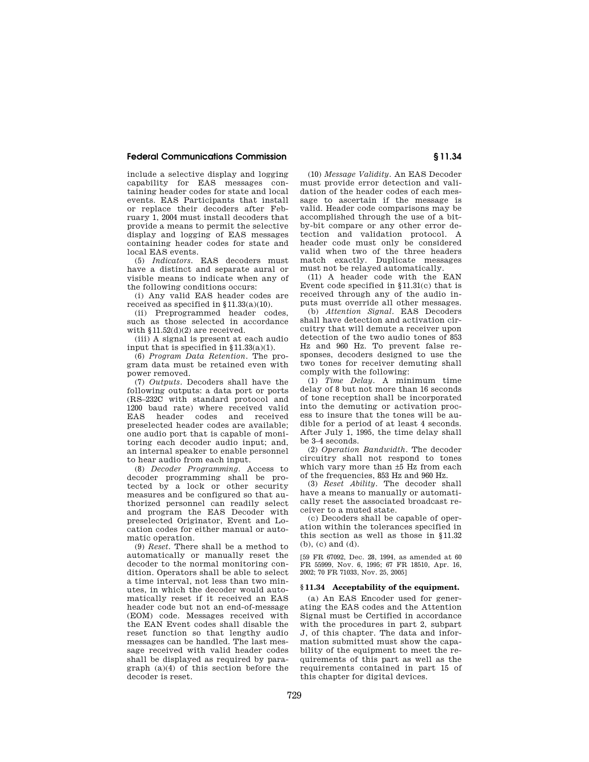include a selective display and logging capability for EAS messages containing header codes for state and local events. EAS Participants that install or replace their decoders after February 1, 2004 must install decoders that provide a means to permit the selective display and logging of EAS messages containing header codes for state and local EAS events.

(5) *Indicators.* EAS decoders must have a distinct and separate aural or visible means to indicate when any of the following conditions occurs:

(i) Any valid EAS header codes are received as specified in §11.33(a)(10).

(ii) Preprogrammed header codes, such as those selected in accordance with §11.52(d)(2) are received.

(iii) A signal is present at each audio input that is specified in §11.33(a)(1).

(6) *Program Data Retention.* The program data must be retained even with power removed.

(7) *Outputs.* Decoders shall have the following outputs: a data port or ports (RS–232C with standard protocol and 1200 baud rate) where received valid EAS header codes and received preselected header codes are available; one audio port that is capable of monitoring each decoder audio input; and, an internal speaker to enable personnel to hear audio from each input.

(8) *Decoder Programming.* Access to decoder programming shall be protected by a lock or other security measures and be configured so that authorized personnel can readily select and program the EAS Decoder with preselected Originator, Event and Location codes for either manual or automatic operation.

(9) *Reset.* There shall be a method to automatically or manually reset the decoder to the normal monitoring condition. Operators shall be able to select a time interval, not less than two minutes, in which the decoder would automatically reset if it received an EAS header code but not an end-of-message (EOM) code. Messages received with the EAN Event codes shall disable the reset function so that lengthy audio messages can be handled. The last message received with valid header codes shall be displayed as required by paragraph (a)(4) of this section before the decoder is reset.

(10) *Message Validity.* An EAS Decoder must provide error detection and validation of the header codes of each message to ascertain if the message is valid. Header code comparisons may be accomplished through the use of a bit-by-bit compare or any other error detection and validation protocol. A header code must only be considered valid when two of the three headers match exactly. Duplicate messages must not be relayed automatically.

(11) A header code with the EAN Event code specified in §11.31(c) that is received through any of the audio inputs must override all other messages.

(b) *Attention Signal.* EAS Decoders shall have detection and activation circuitry that will demute a receiver upon detection of the two audio tones of 853 Hz and 960 Hz. To prevent false responses, decoders designed to use the two tones for receiver demuting shall comply with the following:

(1) *Time Delay.* A minimum time delay of 8 but not more than 16 seconds of tone reception shall be incorporated into the demuting or activation process to insure that the tones will be audible for a period of at least 4 seconds. After July 1, 1995, the time delay shall be 3–4 seconds.

(2) *Operation Bandwidth.* The decoder circuitry shall not respond to tones which vary more than ±5 Hz from each of the frequencies, 853 Hz and 960 Hz.

(3) *Reset Ability.* The decoder shall have a means to manually or automatically reset the associated broadcast receiver to a muted state.

(c) Decoders shall be capable of operation within the tolerances specified in this section as well as those in §11.32 (b), (c) and (d).

[59 FR 67092, Dec. 28, 1994, as amended at 60 FR 55999, Nov. 6, 1995; 67 FR 18510, Apr. 16, 2002; 70 FR 71033, Nov. 25, 2005]

### §11.34 Acceptability of the equipment.

(a) An EAS Encoder used for generating the EAS codes and the Attention Signal must be Certified in accordance with the procedures in part 2, subpart J, of this chapter. The data and information submitted must show the capability of the equipment to meet the requirements of this part as well as the requirements contained in part 15 of this chapter for digital devices.